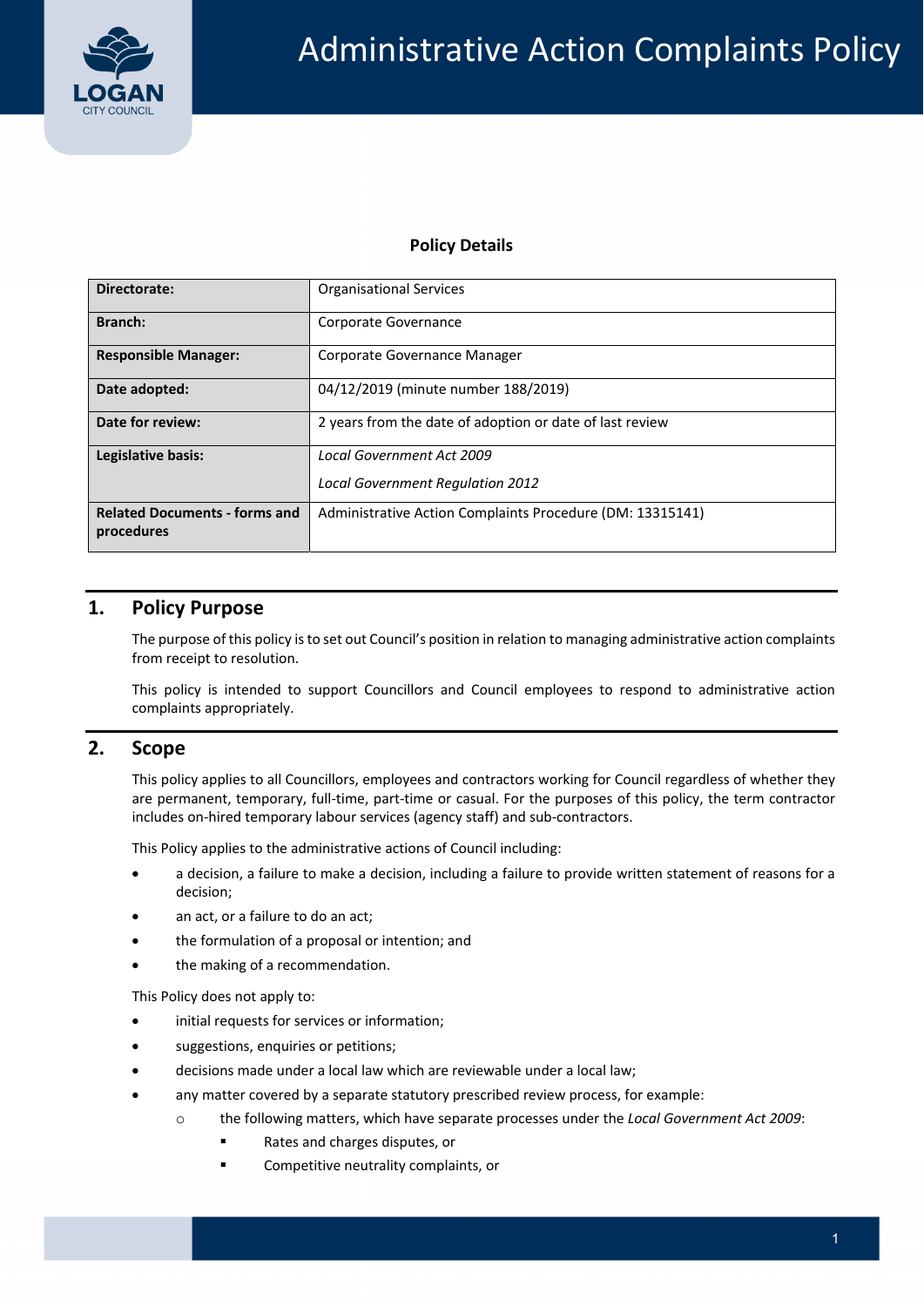# Administrative Action Complaints Policy

**Policy Details**

| | |
|---|---|
| **Directorate:** | Organisational Services |
| **Branch:** | Corporate Governance |
| **Responsible Manager:** | Corporate Governance Manager |
| **Date adopted:** | 04/12/2019 (minute number 188/2019) |
| **Date for review:** | 2 years from the date of adoption or date of last review |
| **Legislative basis:** | *Local Government Act 2009*<br>*Local Government Regulation 2012* |
| **Related Documents - forms and procedures** | Administrative Action Complaints Procedure (DM: 13315141) |

## 1. Policy Purpose

The purpose of this policy is to set out Council's position in relation to managing administrative action complaints from receipt to resolution.

This policy is intended to support Councillors and Council employees to respond to administrative action complaints appropriately.

## 2. Scope

This policy applies to all Councillors, employees and contractors working for Council regardless of whether they are permanent, temporary, full-time, part-time or casual. For the purposes of this policy, the term contractor includes on-hired temporary labour services (agency staff) and sub-contractors.

This Policy applies to the administrative actions of Council including:

- a decision, a failure to make a decision, including a failure to provide written statement of reasons for a decision;
- an act, or a failure to do an act;
- the formulation of a proposal or intention; and
- the making of a recommendation.

This Policy does not apply to:

- initial requests for services or information;
- suggestions, enquiries or petitions;
- decisions made under a local law which are reviewable under a local law;
- any matter covered by a separate statutory prescribed review process, for example:
  - the following matters, which have separate processes under the *Local Government Act 2009*:
    - Rates and charges disputes, or
    - Competitive neutrality complaints, or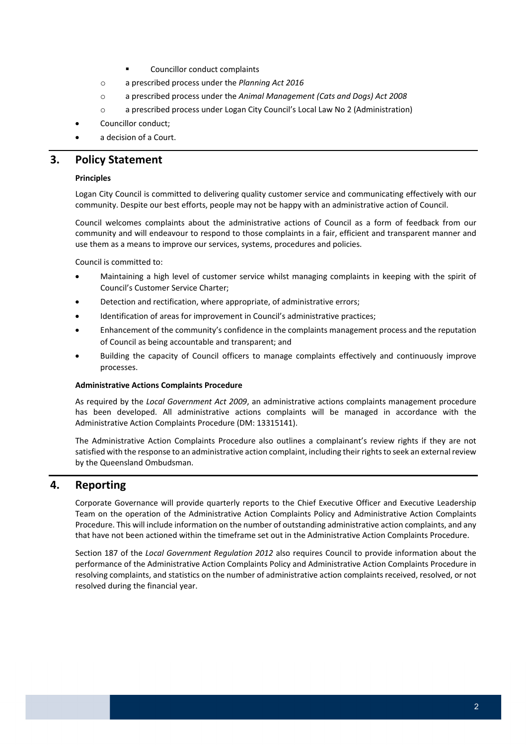- Councillor conduct complaints
    - a prescribed process under the *Planning Act 2016*
    - a prescribed process under the *Animal Management (Cats and Dogs) Act 2008*
    - a prescribed process under Logan City Council's Local Law No 2 (Administration)
- Councillor conduct;
- a decision of a Court.

## 3. Policy Statement

**Principles**

Logan City Council is committed to delivering quality customer service and communicating effectively with our community. Despite our best efforts, people may not be happy with an administrative action of Council.

Council welcomes complaints about the administrative actions of Council as a form of feedback from our community and will endeavour to respond to those complaints in a fair, efficient and transparent manner and use them as a means to improve our services, systems, procedures and policies.

Council is committed to:

- Maintaining a high level of customer service whilst managing complaints in keeping with the spirit of Council's Customer Service Charter;
- Detection and rectification, where appropriate, of administrative errors;
- Identification of areas for improvement in Council's administrative practices;
- Enhancement of the community's confidence in the complaints management process and the reputation of Council as being accountable and transparent; and
- Building the capacity of Council officers to manage complaints effectively and continuously improve processes.

**Administrative Actions Complaints Procedure**

As required by the *Local Government Act 2009*, an administrative actions complaints management procedure has been developed. All administrative actions complaints will be managed in accordance with the Administrative Action Complaints Procedure (DM: 13315141).

The Administrative Action Complaints Procedure also outlines a complainant's review rights if they are not satisfied with the response to an administrative action complaint, including their rights to seek an external review by the Queensland Ombudsman.

## 4. Reporting

Corporate Governance will provide quarterly reports to the Chief Executive Officer and Executive Leadership Team on the operation of the Administrative Action Complaints Policy and Administrative Action Complaints Procedure. This will include information on the number of outstanding administrative action complaints, and any that have not been actioned within the timeframe set out in the Administrative Action Complaints Procedure.

Section 187 of the *Local Government Regulation 2012* also requires Council to provide information about the performance of the Administrative Action Complaints Policy and Administrative Action Complaints Procedure in resolving complaints, and statistics on the number of administrative action complaints received, resolved, or not resolved during the financial year.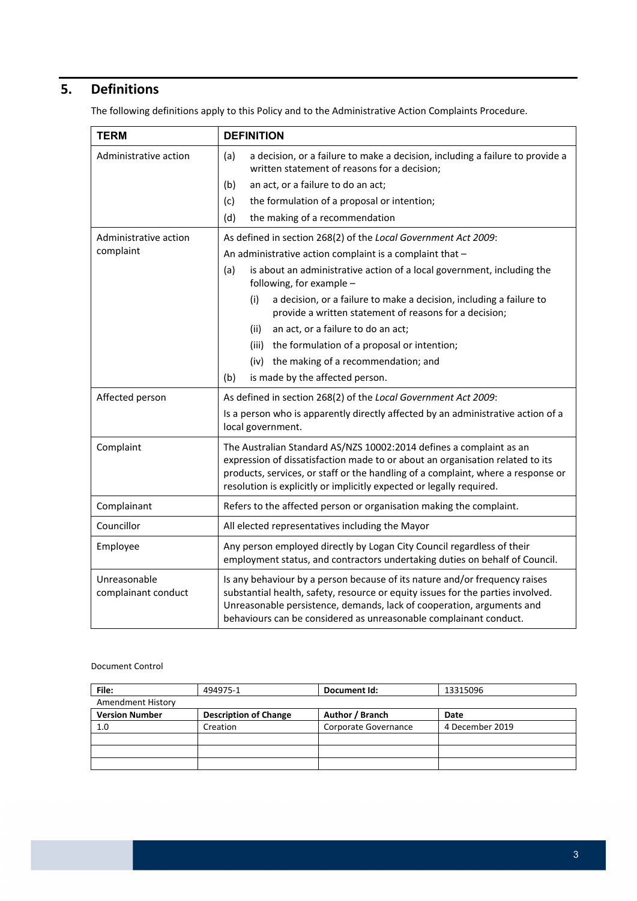## 5. Definitions

The following definitions apply to this Policy and to the Administrative Action Complaints Procedure.

| TERM | DEFINITION |
|---|---|
| Administrative action | (a) a decision, or a failure to make a decision, including a failure to provide a written statement of reasons for a decision;<br>(b) an act, or a failure to do an act;<br>(c) the formulation of a proposal or intention;<br>(d) the making of a recommendation |
| Administrative action complaint | As defined in section 268(2) of the *Local Government Act 2009*:<br>An administrative action complaint is a complaint that –<br>(a) is about an administrative action of a local government, including the following, for example –<br>(i) a decision, or a failure to make a decision, including a failure to provide a written statement of reasons for a decision;<br>(ii) an act, or a failure to do an act;<br>(iii) the formulation of a proposal or intention;<br>(iv) the making of a recommendation; and<br>(b) is made by the affected person. |
| Affected person | As defined in section 268(2) of the *Local Government Act 2009*:<br>Is a person who is apparently directly affected by an administrative action of a local government. |
| Complaint | The Australian Standard AS/NZS 10002:2014 defines a complaint as an expression of dissatisfaction made to or about an organisation related to its products, services, or staff or the handling of a complaint, where a response or resolution is explicitly or implicitly expected or legally required. |
| Complainant | Refers to the affected person or organisation making the complaint. |
| Councillor | All elected representatives including the Mayor |
| Employee | Any person employed directly by Logan City Council regardless of their employment status, and contractors undertaking duties on behalf of Council. |
| Unreasonable complainant conduct | Is any behaviour by a person because of its nature and/or frequency raises substantial health, safety, resource or equity issues for the parties involved. Unreasonable persistence, demands, lack of cooperation, arguments and behaviours can be considered as unreasonable complainant conduct. |

Document Control

| File: | 494975-1 | Document Id: | 13315096 |
|---|---|---|---|
| Amendment History | | | |
| **Version Number** | **Description of Change** | **Author / Branch** | **Date** |
| 1.0 | Creation | Corporate Governance | 4 December 2019 |
| | | | |
| | | | |
| | | | |